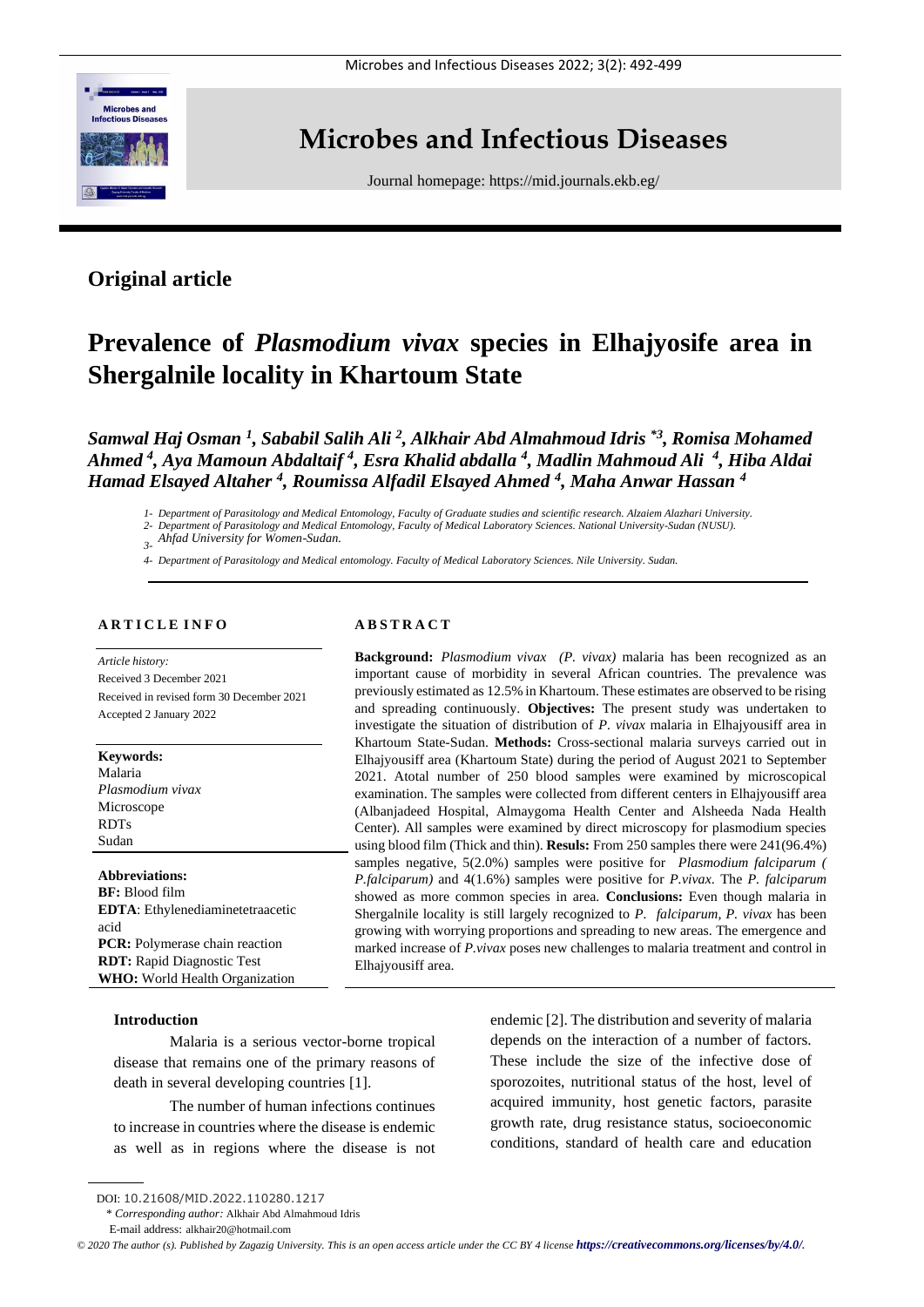# Microbes and Infectious Diseases

Journal homepage: https://mid.journals.ekb.eg/

## Original article

# Prevalence of *Plasmodium vivax* species in Elhajyosife area in Shergalnile locality in Khartoum State

***Samwal Haj Osman [1], Sababil Salih Ali [2], Alkhair Abd Almahmoud Idris [*3], Romisa Mohamed Ahmed [4], Aya Mamoun Abdaltaif [4], Esra Khalid abdalla [4], Madlin Mahmoud Ali [4], Hiba Aldai Hamad Elsayed Altaher [4], Roumissa Alfadil Elsayed Ahmed [4], Maha Anwar Hassan [4]***

*1- Department of Parasitology and Medical Entomology, Faculty of Graduate studies and scientific research. Alzaiem Alazhari University.*
*2- Department of Parasitology and Medical Entomology, Faculty of Medical Laboratory Sciences. National University-Sudan (NUSU).*
*3- Ahfad University for Women-Sudan.*
*4- Department of Parasitology and Medical entomology. Faculty of Medical Laboratory Sciences. Nile University. Sudan.*

**ARTICLE INFO**

*Article history:*
Received 3 December 2021
Received in revised form 30 December 2021
Accepted 2 January 2022

**Keywords:**
Malaria
*Plasmodium vivax*
Microscope
RDTs
Sudan

**Abbreviations:**
**BF:** Blood film
**EDTA**: Ethylenediaminetetraacetic acid
**PCR:** Polymerase chain reaction
**RDT:** Rapid Diagnostic Test
**WHO:** World Health Organization

**ABSTRACT**

**Background:** *Plasmodium vivax (P. vivax)* malaria has been recognized as an important cause of morbidity in several African countries. The prevalence was previously estimated as 12.5% in Khartoum. These estimates are observed to be rising and spreading continuously. **Objectives:** The present study was undertaken to investigate the situation of distribution of *P. vivax* malaria in Elhajyousiff area in Khartoum State-Sudan. **Methods:** Cross-sectional malaria surveys carried out in Elhajyousiff area (Khartoum State) during the period of August 2021 to September 2021. Atotal number of 250 blood samples were examined by microscopical examination. The samples were collected from different centers in Elhajyousiff area (Albanjadeed Hospital, Almaygoma Health Center and Alsheeda Nada Health Center). All samples were examined by direct microscopy for plasmodium species using blood film (Thick and thin). **Resuls:** From 250 samples there were 241(96.4%) samples negative, 5(2.0%) samples were positive for *Plasmodium falciparum ( P.falciparum)* and 4(1.6%) samples were positive for *P.vivax*. The *P. falciparum* showed as more common species in area. **Conclusions:** Even though malaria in Shergalnile locality is still largely recognized to *P. falciparum*, *P. vivax* has been growing with worrying proportions and spreading to new areas. The emergence and marked increase of *P.vivax* poses new challenges to malaria treatment and control in Elhajyousiff area.

## Introduction

Malaria is a serious vector-borne tropical disease that remains one of the primary reasons of death in several developing countries [1].

The number of human infections continues to increase in countries where the disease is endemic as well as in regions where the disease is not endemic [2]. The distribution and severity of malaria depends on the interaction of a number of factors. These include the size of the infective dose of sporozoites, nutritional status of the host, level of acquired immunity, host genetic factors, parasite growth rate, drug resistance status, socioeconomic conditions, standard of health care and education

DOI: 10.21608/MID.2022.110280.1217
\* *Corresponding author:* Alkhair Abd Almahmoud Idris
E-mail address: alkhair20@hotmail.com

*© 2020 The author (s). Published by Zagazig University. This is an open access article under the CC BY 4 license* ***https://creativecommons.org/licenses/by/4.0/***.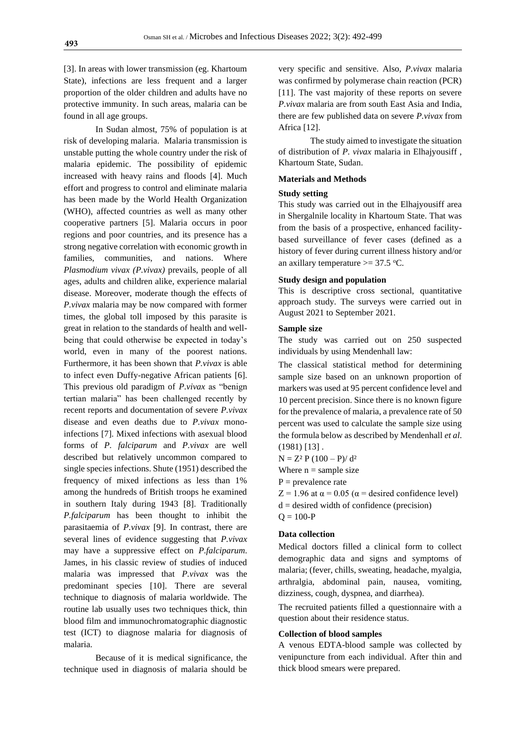[3]. In areas with lower transmission (eg. Khartoum State), infections are less frequent and a larger proportion of the older children and adults have no protective immunity. In such areas, malaria can be found in all age groups.

In Sudan almost, 75% of population is at risk of developing malaria. Malaria transmission is unstable putting the whole country under the risk of malaria epidemic. The possibility of epidemic increased with heavy rains and floods [4]. Much effort and progress to control and eliminate malaria has been made by the World Health Organization (WHO), affected countries as well as many other cooperative partners [5]. Malaria occurs in poor regions and poor countries, and its presence has a strong negative correlation with economic growth in families, communities, and nations. Where *Plasmodium vivax (P.vivax)* prevails, people of all ages, adults and children alike, experience malarial disease. Moreover, moderate though the effects of *P.vivax* malaria may be now compared with former times, the global toll imposed by this parasite is great in relation to the standards of health and well-being that could otherwise be expected in today's world, even in many of the poorest nations. Furthermore, it has been shown that *P.vivax* is able to infect even Duffy-negative African patients [6]. This previous old paradigm of *P.vivax* as "benign tertian malaria" has been challenged recently by recent reports and documentation of severe *P.vivax* disease and even deaths due to *P.vivax* mono-infections [7]. Mixed infections with asexual blood forms of *P. falciparum* and *P.vivax* are well described but relatively uncommon compared to single species infections. Shute (1951) described the frequency of mixed infections as less than 1% among the hundreds of British troops he examined in southern Italy during 1943 [8]. Traditionally *P.falciparum* has been thought to inhibit the parasitaemia of *P.vivax* [9]. In contrast, there are several lines of evidence suggesting that *P.vivax* may have a suppressive effect on *P.falciparum*. James, in his classic review of studies of induced malaria was impressed that *P.vivax* was the predominant species [10]. There are several technique to diagnosis of malaria worldwide. The routine lab usually uses two techniques thick, thin blood film and immunochromatographic diagnostic test (ICT) to diagnose malaria for diagnosis of malaria.

Because of it is medical significance, the technique used in diagnosis of malaria should be very specific and sensitive. Also, *P.vivax* malaria was confirmed by polymerase chain reaction (PCR) [11]. The vast majority of these reports on severe *P.vivax* malaria are from south East Asia and India, there are few published data on severe *P.vivax* from Africa [12].

The study aimed to investigate the situation of distribution of *P. vivax* malaria in Elhajyousiff , Khartoum State, Sudan.

## Materials and Methods

### Study setting

This study was carried out in the Elhajyousiff area in Shergalnile locality in Khartoum State. That was from the basis of a prospective, enhanced facility-based surveillance of fever cases (defined as a history of fever during current illness history and/or an axillary temperature >= 37.5 ºC.

### Study design and population

This is descriptive cross sectional, quantitative approach study. The surveys were carried out in August 2021 to September 2021.

### Sample size

The study was carried out on 250 suspected individuals by using Mendenhall law:

The classical statistical method for determining sample size based on an unknown proportion of markers was used at 95 percent confidence level and 10 percent precision. Since there is no known figure for the prevalence of malaria, a prevalence rate of 50 percent was used to calculate the sample size using the formula below as described by Mendenhall *et al*. (1981) [13] .

$N = Z^2 P (100 – P)/ d^2$

Where n = sample size

P = prevalence rate

$Z = 1.96$ at $\alpha = 0.05$ ($\alpha$ = desired confidence level)

d = desired width of confidence (precision)

Q = 100-P

### Data collection

Medical doctors filled a clinical form to collect demographic data and signs and symptoms of malaria; (fever, chills, sweating, headache, myalgia, arthralgia, abdominal pain, nausea, vomiting, dizziness, cough, dyspnea, and diarrhea).

The recruited patients filled a questionnaire with a question about their residence status.

### Collection of blood samples

A venous EDTA-blood sample was collected by venipuncture from each individual. After thin and thick blood smears were prepared.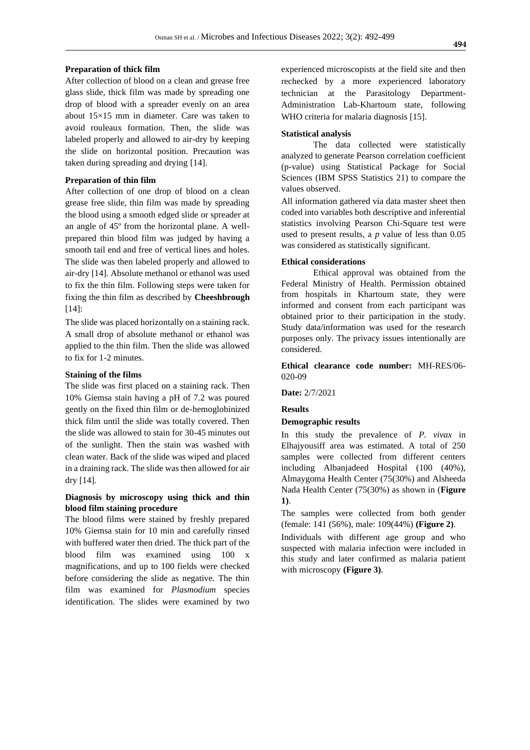**Preparation of thick film**

After collection of blood on a clean and grease free glass slide, thick film was made by spreading one drop of blood with a spreader evenly on an area about 15×15 mm in diameter. Care was taken to avoid rouleaux formation. Then, the slide was labeled properly and allowed to air-dry by keeping the slide on horizontal position. Precaution was taken during spreading and drying [14].

**Preparation of thin film**

After collection of one drop of blood on a clean grease free slide, thin film was made by spreading the blood using a smooth edged slide or spreader at an angle of 45º from the horizontal plane. A well-prepared thin blood film was judged by having a smooth tail end and free of vertical lines and holes. The slide was then labeled properly and allowed to air-dry [14]. Absolute methanol or ethanol was used to fix the thin film. Following steps were taken for fixing the thin film as described by **Cheeshbrough** [14]:

The slide was placed horizontally on a staining rack. A small drop of absolute methanol or ethanol was applied to the thin film. Then the slide was allowed to fix for 1-2 minutes.

**Staining of the films**

The slide was first placed on a staining rack. Then 10% Giemsa stain having a pH of 7.2 was poured gently on the fixed thin film or de-hemoglobinized thick film until the slide was totally covered. Then the slide was allowed to stain for 30-45 minutes out of the sunlight. Then the stain was washed with clean water. Back of the slide was wiped and placed in a draining rack. The slide was then allowed for air dry [14].

**Diagnosis by microscopy using thick and thin blood film staining procedure**

The blood films were stained by freshly prepared 10% Giemsa stain for 10 min and carefully rinsed with buffered water then dried. The thick part of the blood film was examined using 100 x magnifications, and up to 100 fields were checked before considering the slide as negative. The thin film was examined for *Plasmodium* species identification. The slides were examined by two experienced microscopists at the field site and then rechecked by a more experienced laboratory technician at the Parasitology Department-Administration Lab-Khartoum state, following WHO criteria for malaria diagnosis [15].

**Statistical analysis**

The data collected were statistically analyzed to generate Pearson correlation coefficient (p-value) using Statistical Package for Social Sciences (IBM SPSS Statistics 21) to compare the values observed.

All information gathered via data master sheet then coded into variables both descriptive and inferential statistics involving Pearson Chi-Square test were used to present results, a *p* value of less than 0.05 was considered as statistically significant.

**Ethical considerations**

Ethical approval was obtained from the Federal Ministry of Health. Permission obtained from hospitals in Khartoum state, they were informed and consent from each participant was obtained prior to their participation in the study. Study data/information was used for the research purposes only. The privacy issues intentionally are considered.

**Ethical clearance code number:** MH-RES/06-020-09

**Date:** 2/7/2021

**Results**

**Demographic results**

In this study the prevalence of *P. vivax* in Elhajyousiff area was estimated. A total of 250 samples were collected from different centers including Albanjadeed Hospital (100 (40%), Almaygoma Health Center (75(30%) and Alsheeda Nada Health Center (75(30%) as shown in (**Figure 1)**.

The samples were collected from both gender (female: 141 (56%), male: 109(44%) **(Figure 2)**.

Individuals with different age group and who suspected with malaria infection were included in this study and later confirmed as malaria patient with microscopy **(Figure 3)**.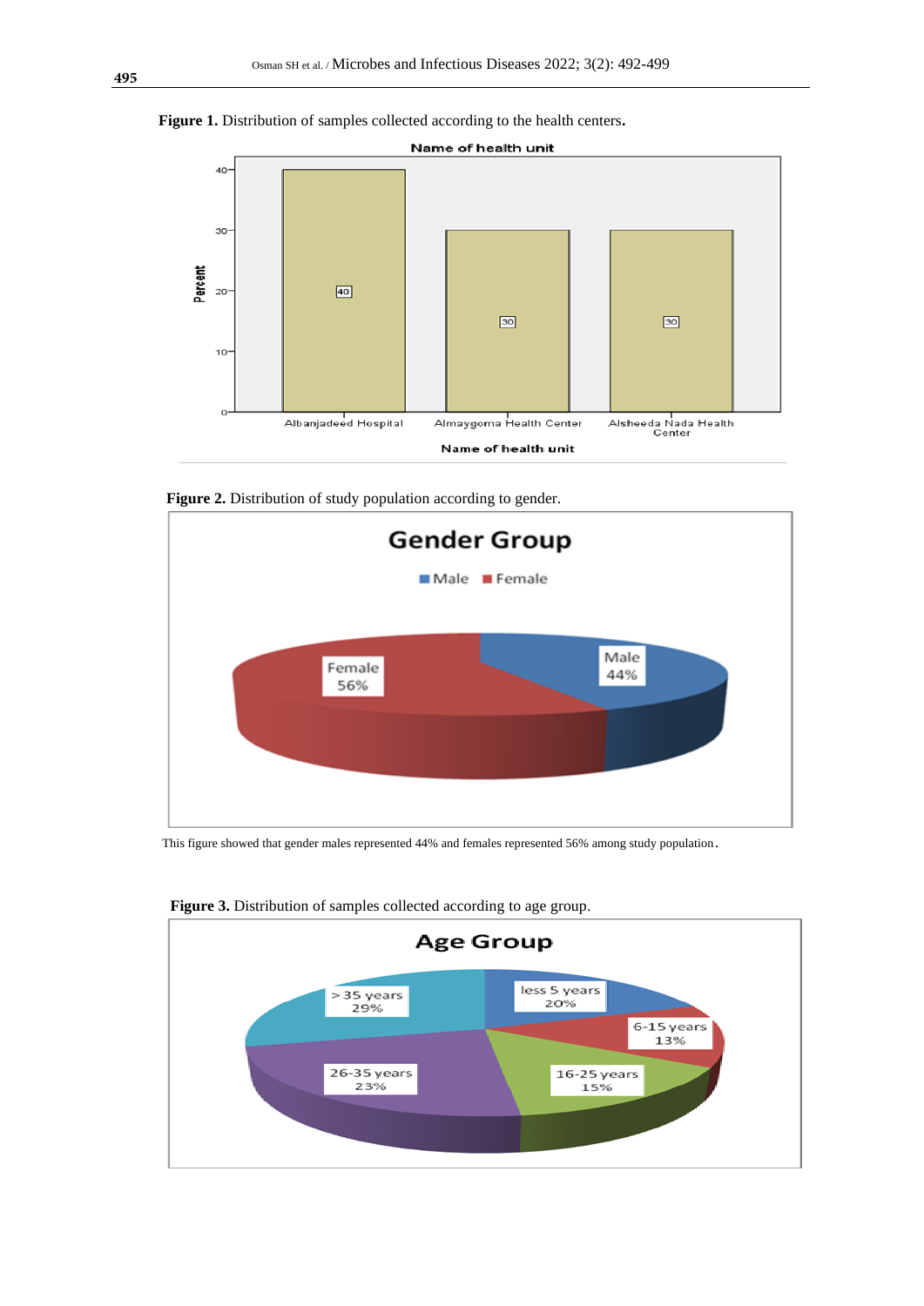**Figure 1.** Distribution of samples collected according to the health centers**.**

**Figure 2.** Distribution of study population according to gender.

This figure showed that gender males represented 44% and females represented 56% among study population.

**Figure 3.** Distribution of samples collected according to age group.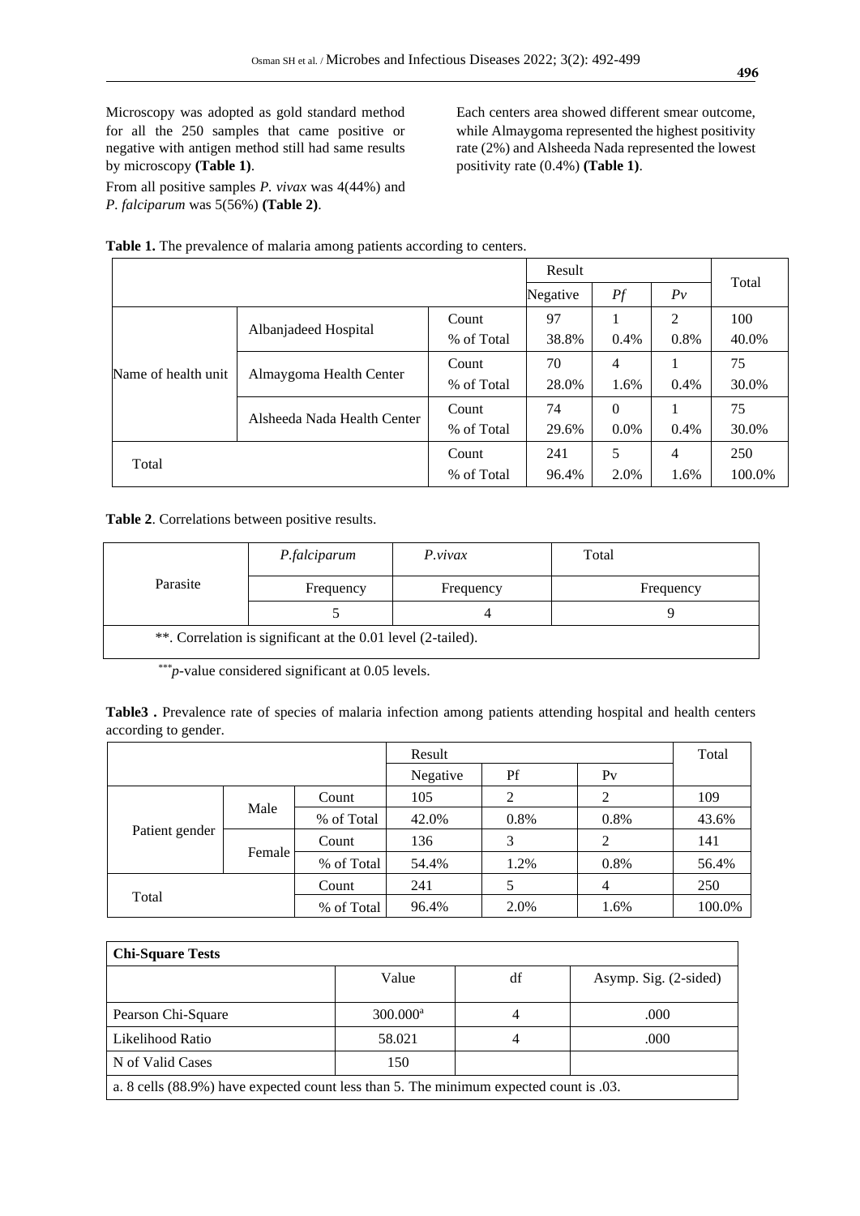Microscopy was adopted as gold standard method for all the 250 samples that came positive or negative with antigen method still had same results by microscopy **(Table 1)**.

From all positive samples *P. vivax* was 4(44%) and *P. falciparum* was 5(56%) **(Table 2)**.

Each centers area showed different smear outcome, while Almaygoma represented the highest positivity rate (2%) and Alsheeda Nada represented the lowest positivity rate (0.4%) **(Table 1)**.

**Table 1.** The prevalence of malaria among patients according to centers.

| | | | Result | | | Total |
|---|---|---|---|---|---|---|
| | | | Negative | *Pf* | *Pv* | |
| Name of health unit | Albanjadeed Hospital | Count | 97 | 1 | 2 | 100 |
| | | % of Total | 38.8% | 0.4% | 0.8% | 40.0% |
| | Almaygoma Health Center | Count | 70 | 4 | 1 | 75 |
| | | % of Total | 28.0% | 1.6% | 0.4% | 30.0% |
| | Alsheeda Nada Health Center | Count | 74 | 0 | 1 | 75 |
| | | % of Total | 29.6% | 0.0% | 0.4% | 30.0% |
| Total | | Count | 241 | 5 | 4 | 250 |
| | | % of Total | 96.4% | 2.0% | 1.6% | 100.0% |

**Table 2**. Correlations between positive results.

| Parasite | *P.falciparum* | *P.vivax* | Total |
|---|---|---|---|
| | Frequency | Frequency | Frequency |
| | 5 | 4 | 9 |
| **. Correlation is significant at the 0.01 level (2-tailed). | | | |

***$p$-value considered significant at 0.05 levels.

**Table3 .** Prevalence rate of species of malaria infection among patients attending hospital and health centers according to gender.

| | | | Result | | | Total |
|---|---|---|---|---|---|---|
| | | | Negative | Pf | Pv | |
| Patient gender | Male | Count | 105 | 2 | 2 | 109 |
| | | % of Total | 42.0% | 0.8% | 0.8% | 43.6% |
| | Female | Count | 136 | 3 | 2 | 141 |
| | | % of Total | 54.4% | 1.2% | 0.8% | 56.4% |
| Total | | Count | 241 | 5 | 4 | 250 |
| | | % of Total | 96.4% | 2.0% | 1.6% | 100.0% |

| **Chi-Square Tests** | | | |
|---|---|---|---|
| | Value | df | Asymp. Sig. (2-sided) |
| Pearson Chi-Square | 300.000[a] | 4 | .000 |
| Likelihood Ratio | 58.021 | 4 | .000 |
| N of Valid Cases | 150 | | |
| a. 8 cells (88.9%) have expected count less than 5. The minimum expected count is .03. | | | |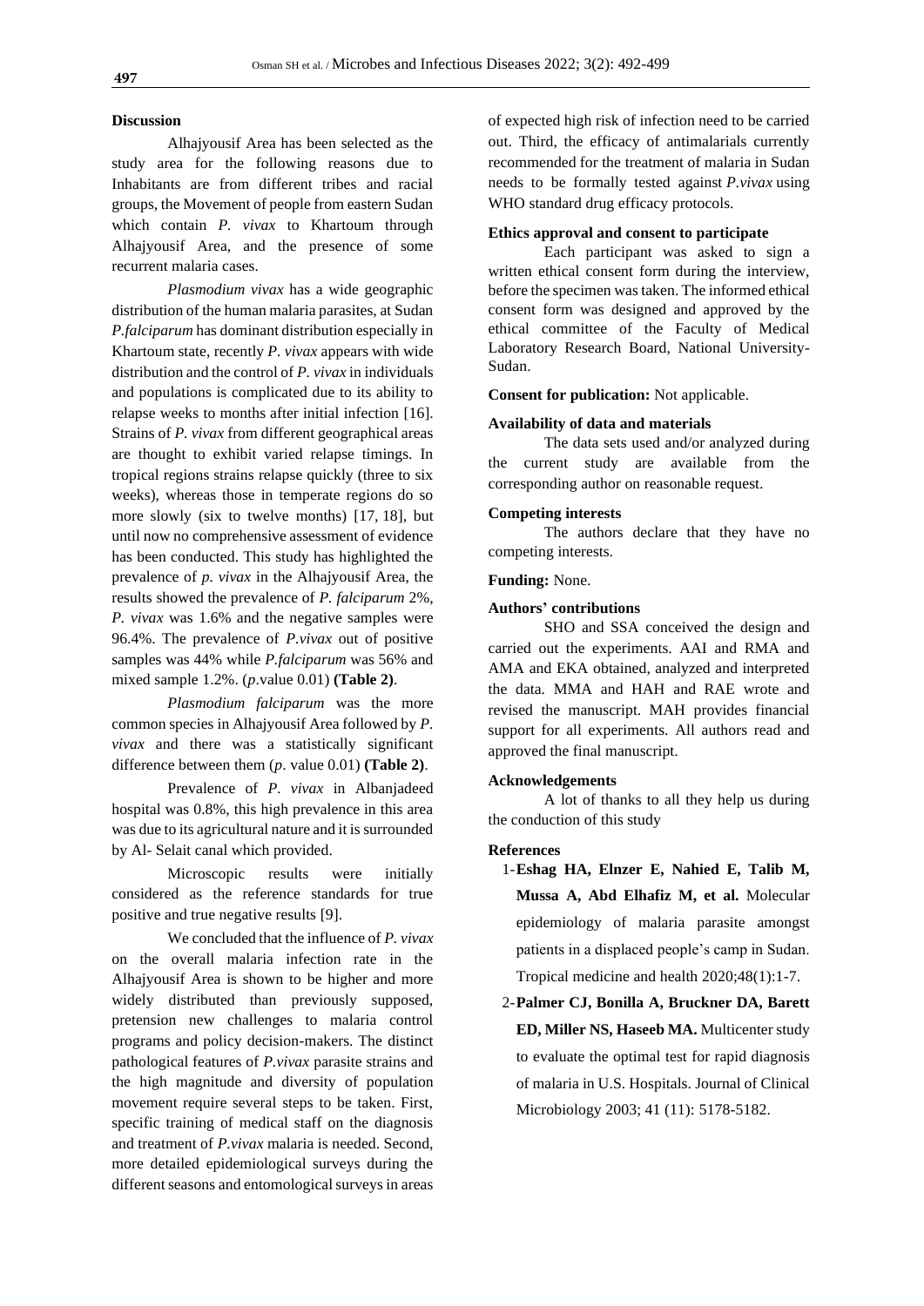## Discussion

Alhajyousif Area has been selected as the study area for the following reasons due to Inhabitants are from different tribes and racial groups, the Movement of people from eastern Sudan which contain *P. vivax* to Khartoum through Alhajyousif Area, and the presence of some recurrent malaria cases.

*Plasmodium vivax* has a wide geographic distribution of the human malaria parasites, at Sudan *P.falciparum* has dominant distribution especially in Khartoum state, recently *P. vivax* appears with wide distribution and the control of *P. vivax* in individuals and populations is complicated due to its ability to relapse weeks to months after initial infection [16]. Strains of *P. vivax* from different geographical areas are thought to exhibit varied relapse timings. In tropical regions strains relapse quickly (three to six weeks), whereas those in temperate regions do so more slowly (six to twelve months) [17, 18], but until now no comprehensive assessment of evidence has been conducted. This study has highlighted the prevalence of *p. vivax* in the Alhajyousif Area, the results showed the prevalence of *P. falciparum* 2%, *P. vivax* was 1.6% and the negative samples were 96.4%. The prevalence of *P.vivax* out of positive samples was 44% while *P.falciparum* was 56% and mixed sample 1.2%. (*p*.value 0.01) **(Table 2)**.

*Plasmodium falciparum* was the more common species in Alhajyousif Area followed by *P. vivax* and there was a statistically significant difference between them (*p*. value 0.01) **(Table 2)**.

Prevalence of *P. vivax* in Albanjadeed hospital was 0.8%, this high prevalence in this area was due to its agricultural nature and it is surrounded by Al- Selait canal which provided.

Microscopic results were initially considered as the reference standards for true positive and true negative results [9].

We concluded that the influence of *P. vivax* on the overall malaria infection rate in the Alhajyousif Area is shown to be higher and more widely distributed than previously supposed, pretension new challenges to malaria control programs and policy decision-makers. The distinct pathological features of *P.vivax* parasite strains and the high magnitude and diversity of population movement require several steps to be taken. First, specific training of medical staff on the diagnosis and treatment of *P.vivax* malaria is needed. Second, more detailed epidemiological surveys during the different seasons and entomological surveys in areas of expected high risk of infection need to be carried out. Third, the efficacy of antimalarials currently recommended for the treatment of malaria in Sudan needs to be formally tested against *P.vivax* using WHO standard drug efficacy protocols.

## Ethics approval and consent to participate

Each participant was asked to sign a written ethical consent form during the interview, before the specimen was taken. The informed ethical consent form was designed and approved by the ethical committee of the Faculty of Medical Laboratory Research Board, National University-Sudan.

**Consent for publication:** Not applicable.

## Availability of data and materials

The data sets used and/or analyzed during the current study are available from the corresponding author on reasonable request.

## Competing interests

The authors declare that they have no competing interests.

**Funding:** None.

## Authors' contributions

SHO and SSA conceived the design and carried out the experiments. AAI and RMA and AMA and EKA obtained, analyzed and interpreted the data. MMA and HAH and RAE wrote and revised the manuscript. MAH provides financial support for all experiments. All authors read and approved the final manuscript.

## Acknowledgements

A lot of thanks to all they help us during the conduction of this study

## References

1- **Eshag HA, Elnzer E, Nahied E, Talib M, Mussa A, Abd Elhafiz M, et al.** Molecular epidemiology of malaria parasite amongst patients in a displaced people's camp in Sudan. Tropical medicine and health 2020;48(1):1-7.

2- **Palmer CJ, Bonilla A, Bruckner DA, Barett ED, Miller NS, Haseeb MA.** Multicenter study to evaluate the optimal test for rapid diagnosis of malaria in U.S. Hospitals. Journal of Clinical Microbiology 2003; 41 (11): 5178-5182.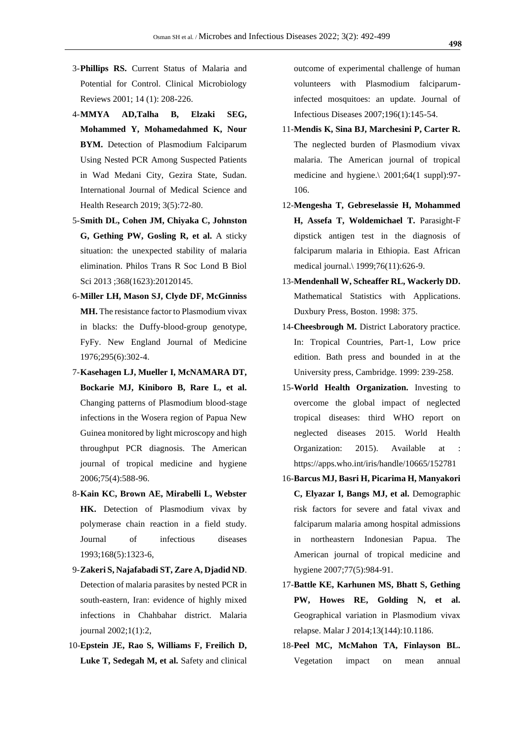3- **Phillips RS.** Current Status of Malaria and Potential for Control. Clinical Microbiology Reviews 2001; 14 (1): 208-226.

4- **MMYA AD,Talha B, Elzaki SEG, Mohammed Y, Mohamedahmed K, Nour BYM.** Detection of Plasmodium Falciparum Using Nested PCR Among Suspected Patients in Wad Medani City, Gezira State, Sudan. International Journal of Medical Science and Health Research 2019; 3(5):72-80.

5- **Smith DL, Cohen JM, Chiyaka C, Johnston G, Gething PW, Gosling R, et al.** A sticky situation: the unexpected stability of malaria elimination. Philos Trans R Soc Lond B Biol Sci 2013 ;368(1623):20120145.

6- **Miller LH, Mason SJ, Clyde DF, McGinniss MH.** The resistance factor to Plasmodium vivax in blacks: the Duffy-blood-group genotype, FyFy. New England Journal of Medicine 1976;295(6):302-4.

7- **Kasehagen LJ, Mueller I, McNAMARA DT, Bockarie MJ, Kiniboro B, Rare L, et al.** Changing patterns of Plasmodium blood-stage infections in the Wosera region of Papua New Guinea monitored by light microscopy and high throughput PCR diagnosis. The American journal of tropical medicine and hygiene 2006;75(4):588-96.

8- **Kain KC, Brown AE, Mirabelli L, Webster HK.** Detection of Plasmodium vivax by polymerase chain reaction in a field study. Journal of infectious diseases 1993;168(5):1323-6,

9- **Zakeri S, Najafabadi ST, Zare A, Djadid ND**. Detection of malaria parasites by nested PCR in south-eastern, Iran: evidence of highly mixed infections in Chahbahar district. Malaria journal 2002;1(1):2,

10- **Epstein JE, Rao S, Williams F, Freilich D, Luke T, Sedegah M, et al.** Safety and clinical outcome of experimental challenge of human volunteers with Plasmodium falciparum-infected mosquitoes: an update. Journal of Infectious Diseases 2007;196(1):145-54.

11- **Mendis K, Sina BJ, Marchesini P, Carter R.** The neglected burden of Plasmodium vivax malaria. The American journal of tropical medicine and hygiene.\ 2001;64(1 suppl):97-106.

12- **Mengesha T, Gebreselassie H, Mohammed H, Assefa T, Woldemichael T.** Parasight-F dipstick antigen test in the diagnosis of falciparum malaria in Ethiopia. East African medical journal.\ 1999;76(11):626-9.

13- **Mendenhall W, Scheaffer RL, Wackerly DD.** Mathematical Statistics with Applications. Duxbury Press, Boston. 1998: 375.

14- **Cheesbrough M.** District Laboratory practice. In: Tropical Countries, Part-1, Low price edition. Bath press and bounded in at the University press, Cambridge. 1999: 239-258.

15- **World Health Organization.** Investing to overcome the global impact of neglected tropical diseases: third WHO report on neglected diseases 2015. World Health Organization: 2015). Available at : https://apps.who.int/iris/handle/10665/152781

16- **Barcus MJ, Basri H, Picarima H, Manyakori C, Elyazar I, Bangs MJ, et al.** Demographic risk factors for severe and fatal vivax and falciparum malaria among hospital admissions in northeastern Indonesian Papua. The American journal of tropical medicine and hygiene 2007;77(5):984-91.

17- **Battle KE, Karhunen MS, Bhatt S, Gething PW, Howes RE, Golding N, et al.** Geographical variation in Plasmodium vivax relapse. Malar J 2014;13(144):10.1186.

18- **Peel MC, McMahon TA, Finlayson BL.** Vegetation impact on mean annual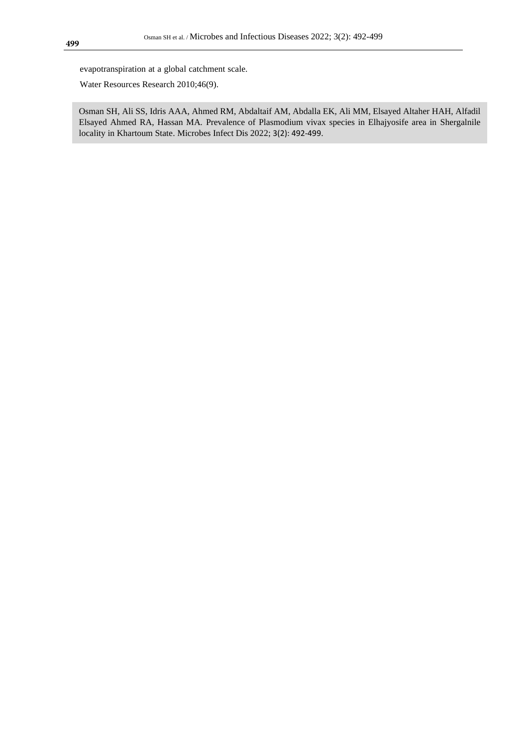evapotranspiration at a global catchment scale.
Water Resources Research 2010;46(9).

Osman SH, Ali SS, Idris AAA, Ahmed RM, Abdaltaif AM, Abdalla EK, Ali MM, Elsayed Altaher HAH, Alfadil Elsayed Ahmed RA, Hassan MA. Prevalence of Plasmodium vivax species in Elhajyosife area in Shergalnile locality in Khartoum State. Microbes Infect Dis 2022; 3(2): 492-499.